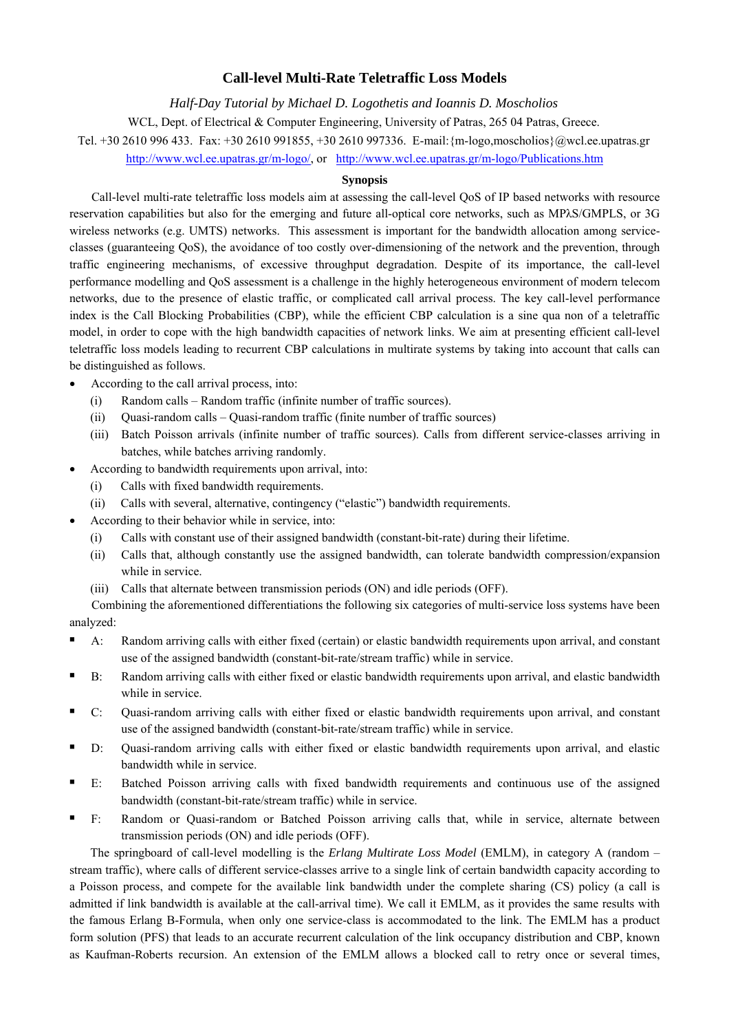# Call-level Multi-Rate Teletraffic Loss Models

*Half-Day Tutorial by Michael D. Logothetis and Ioannis D. Moscholios*

WCL, Dept. of Electrical & Computer Engineering, University of Patras, 265 04 Patras, Greece.

Tel. +30 2610 996 433. Fax: +30 2610 991855, +30 2610 997336. E-mail:{m-logo,moscholios}@wcl.ee.upatras.gr

http://www.wcl.ee.upatras.gr/m-logo/, or http://www.wcl.ee.upatras.gr/m-logo/Publications.htm

## Synopsis

Call-level multi-rate teletraffic loss models aim at assessing the call-level QoS of IP based networks with resource reservation capabilities but also for the emerging and future all-optical core networks, such as MPλS/GMPLS, or 3G wireless networks (e.g. UMTS) networks. This assessment is important for the bandwidth allocation among service-classes (guaranteeing QoS), the avoidance of too costly over-dimensioning of the network and the prevention, through traffic engineering mechanisms, of excessive throughput degradation. Despite of its importance, the call-level performance modelling and QoS assessment is a challenge in the highly heterogeneous environment of modern telecom networks, due to the presence of elastic traffic, or complicated call arrival process. The key call-level performance index is the Call Blocking Probabilities (CBP), while the efficient CBP calculation is a sine qua non of a teletraffic model, in order to cope with the high bandwidth capacities of network links. We aim at presenting efficient call-level teletraffic loss models leading to recurrent CBP calculations in multirate systems by taking into account that calls can be distinguished as follows.

- According to the call arrival process, into:
  - (i) Random calls – Random traffic (infinite number of traffic sources).
  - (ii) Quasi-random calls – Quasi-random traffic (finite number of traffic sources)
  - (iii) Batch Poisson arrivals (infinite number of traffic sources). Calls from different service-classes arriving in batches, while batches arriving randomly.
- According to bandwidth requirements upon arrival, into:
  - (i) Calls with fixed bandwidth requirements.
  - (ii) Calls with several, alternative, contingency ("elastic") bandwidth requirements.
- According to their behavior while in service, into:
  - (i) Calls with constant use of their assigned bandwidth (constant-bit-rate) during their lifetime.
  - (ii) Calls that, although constantly use the assigned bandwidth, can tolerate bandwidth compression/expansion while in service.
  - (iii) Calls that alternate between transmission periods (ON) and idle periods (OFF).

Combining the aforementioned differentiations the following six categories of multi-service loss systems have been analyzed:

- A: Random arriving calls with either fixed (certain) or elastic bandwidth requirements upon arrival, and constant use of the assigned bandwidth (constant-bit-rate/stream traffic) while in service.
- B: Random arriving calls with either fixed or elastic bandwidth requirements upon arrival, and elastic bandwidth while in service.
- C: Quasi-random arriving calls with either fixed or elastic bandwidth requirements upon arrival, and constant use of the assigned bandwidth (constant-bit-rate/stream traffic) while in service.
- D: Quasi-random arriving calls with either fixed or elastic bandwidth requirements upon arrival, and elastic bandwidth while in service.
- E: Batched Poisson arriving calls with fixed bandwidth requirements and continuous use of the assigned bandwidth (constant-bit-rate/stream traffic) while in service.
- F: Random or Quasi-random or Batched Poisson arriving calls that, while in service, alternate between transmission periods (ON) and idle periods (OFF).

The springboard of call-level modelling is the *Erlang Multirate Loss Model* (EMLM), in category A (random – stream traffic), where calls of different service-classes arrive to a single link of certain bandwidth capacity according to a Poisson process, and compete for the available link bandwidth under the complete sharing (CS) policy (a call is admitted if link bandwidth is available at the call-arrival time). We call it EMLM, as it provides the same results with the famous Erlang B-Formula, when only one service-class is accommodated to the link. The EMLM has a product form solution (PFS) that leads to an accurate recurrent calculation of the link occupancy distribution and CBP, known as Kaufman-Roberts recursion. An extension of the EMLM allows a blocked call to retry once or several times,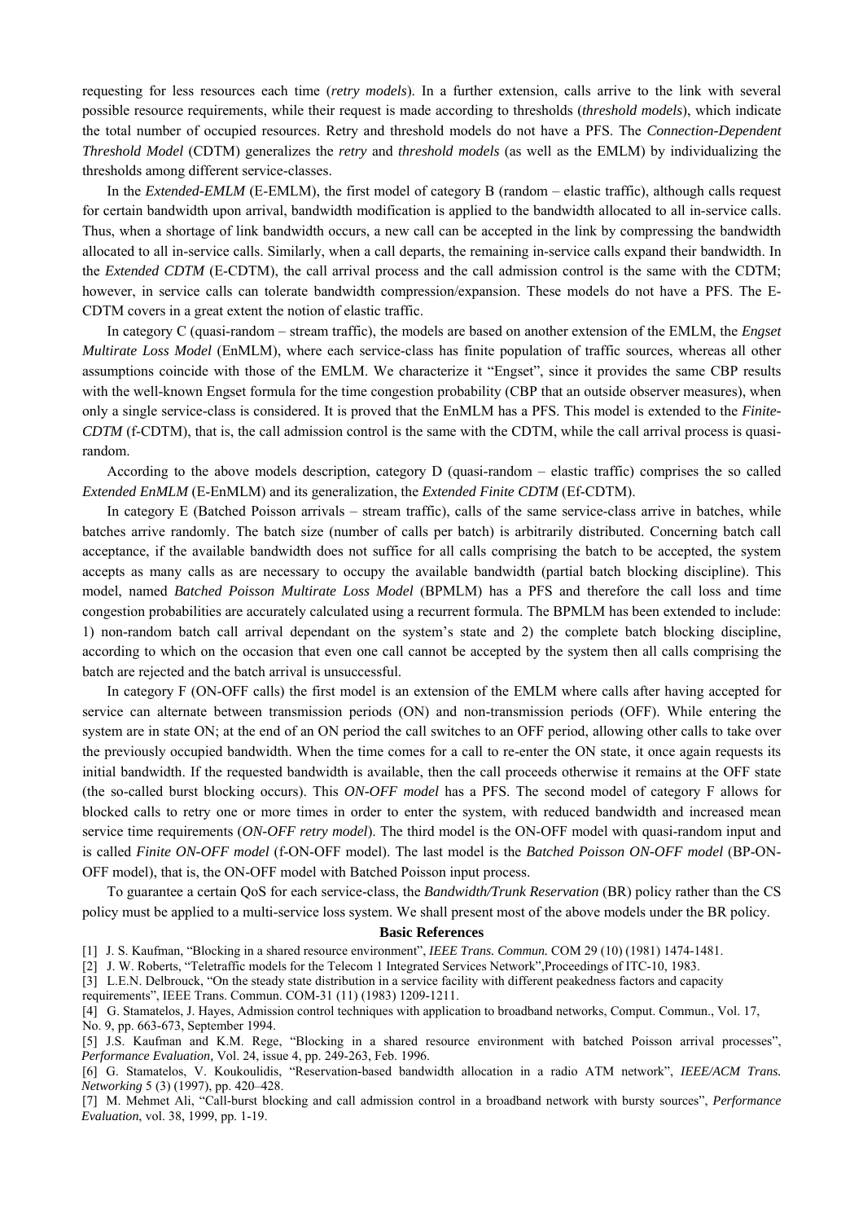requesting for less resources each time (*retry models*). In a further extension, calls arrive to the link with several possible resource requirements, while their request is made according to thresholds (*threshold models*), which indicate the total number of occupied resources. Retry and threshold models do not have a PFS. The *Connection-Dependent Threshold Model* (CDTM) generalizes the *retry* and *threshold models* (as well as the EMLM) by individualizing the thresholds among different service-classes.

In the *Extended-EMLM* (E-EMLM), the first model of category B (random – elastic traffic), although calls request for certain bandwidth upon arrival, bandwidth modification is applied to the bandwidth allocated to all in-service calls. Thus, when a shortage of link bandwidth occurs, a new call can be accepted in the link by compressing the bandwidth allocated to all in-service calls. Similarly, when a call departs, the remaining in-service calls expand their bandwidth. In the *Extended CDTM* (E-CDTM), the call arrival process and the call admission control is the same with the CDTM; however, in service calls can tolerate bandwidth compression/expansion. These models do not have a PFS. The E-CDTM covers in a great extent the notion of elastic traffic.

In category C (quasi-random – stream traffic), the models are based on another extension of the EMLM, the *Engset Multirate Loss Model* (EnMLM), where each service-class has finite population of traffic sources, whereas all other assumptions coincide with those of the EMLM. We characterize it "Engset", since it provides the same CBP results with the well-known Engset formula for the time congestion probability (CBP that an outside observer measures), when only a single service-class is considered. It is proved that the EnMLM has a PFS. This model is extended to the *Finite-CDTM* (f-CDTM), that is, the call admission control is the same with the CDTM, while the call arrival process is quasi-random.

According to the above models description, category D (quasi-random – elastic traffic) comprises the so called *Extended EnMLM* (E-EnMLM) and its generalization, the *Extended Finite CDTM* (Ef-CDTM).

In category E (Batched Poisson arrivals – stream traffic), calls of the same service-class arrive in batches, while batches arrive randomly. The batch size (number of calls per batch) is arbitrarily distributed. Concerning batch call acceptance, if the available bandwidth does not suffice for all calls comprising the batch to be accepted, the system accepts as many calls as are necessary to occupy the available bandwidth (partial batch blocking discipline). This model, named *Batched Poisson Multirate Loss Model* (BPMLM) has a PFS and therefore the call loss and time congestion probabilities are accurately calculated using a recurrent formula. The BPMLM has been extended to include: 1) non-random batch call arrival dependant on the system's state and 2) the complete batch blocking discipline, according to which on the occasion that even one call cannot be accepted by the system then all calls comprising the batch are rejected and the batch arrival is unsuccessful.

In category F (ON-OFF calls) the first model is an extension of the EMLM where calls after having accepted for service can alternate between transmission periods (ON) and non-transmission periods (OFF). While entering the system are in state ON; at the end of an ON period the call switches to an OFF period, allowing other calls to take over the previously occupied bandwidth. When the time comes for a call to re-enter the ON state, it once again requests its initial bandwidth. If the requested bandwidth is available, then the call proceeds otherwise it remains at the OFF state (the so-called burst blocking occurs). This *ON-OFF model* has a PFS. The second model of category F allows for blocked calls to retry one or more times in order to enter the system, with reduced bandwidth and increased mean service time requirements (*ON-OFF retry model*). The third model is the ON-OFF model with quasi-random input and is called *Finite ON-OFF model* (f-ON-OFF model). The last model is the *Batched Poisson ON-OFF model* (BP-ON-OFF model), that is, the ON-OFF model with Batched Poisson input process.

To guarantee a certain QoS for each service-class, the *Bandwidth/Trunk Reservation* (BR) policy rather than the CS policy must be applied to a multi-service loss system. We shall present most of the above models under the BR policy.

**Basic References**

[1] J. S. Kaufman, "Blocking in a shared resource environment", *IEEE Trans. Commun.* COM 29 (10) (1981) 1474-1481.

[2] J. W. Roberts, "Teletraffic models for the Telecom 1 Integrated Services Network",Proceedings of ITC-10, 1983.

[3] L.E.N. Delbrouck, "On the steady state distribution in a service facility with different peakedness factors and capacity requirements", IEEE Trans. Commun. COM-31 (11) (1983) 1209-1211.

[4] G. Stamatelos, J. Hayes, Admission control techniques with application to broadband networks, Comput. Commun., Vol. 17, No. 9, pp. 663-673, September 1994.

[5] J.S. Kaufman and K.M. Rege, "Blocking in a shared resource environment with batched Poisson arrival processes", *Performance Evaluation,* Vol. 24, issue 4, pp. 249-263, Feb. 1996.

[6] G. Stamatelos, V. Koukoulidis, "Reservation-based bandwidth allocation in a radio ATM network", *IEEE/ACM Trans. Networking* 5 (3) (1997), pp. 420–428.

[7] M. Mehmet Ali, "Call-burst blocking and call admission control in a broadband network with bursty sources", *Performance Evaluation*, vol. 38, 1999, pp. 1-19.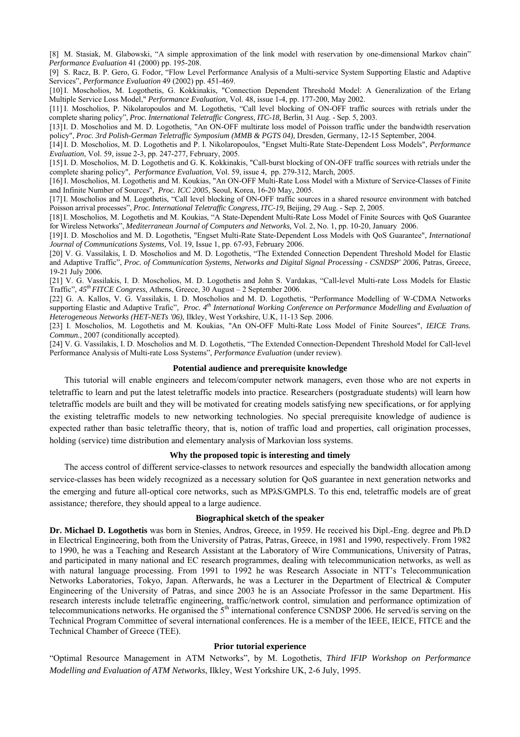[8] M. Stasiak, M. Glabowski, “A simple approximation of the link model with reservation by one-dimensional Markov chain” *Performance Evaluation* 41 (2000) pp. 195-208.

[9] S. Racz, B. P. Gero, G. Fodor, “Flow Level Performance Analysis of a Multi-service System Supporting Elastic and Adaptive Services”, *Performance Evaluation* 49 (2002) pp. 451-469.

[10] I. Moscholios, M. Logothetis, G. Kokkinakis, "Connection Dependent Threshold Model: A Generalization of the Erlang Multiple Service Loss Model," *Performance Evaluation,* Vol. 48, issue 1-4, pp. 177-200, May 2002.

[11] I. Moscholios, P. Nikolaropoulos and M. Logothetis, “Call level blocking of ON-OFF traffic sources with retrials under the complete sharing policy”, *Proc. International Teletraffic Congress, ITC-18,* Berlin, 31 Aug. - Sep. 5, 2003.

[13] I. D. Moscholios and M. D. Logothetis, "An ON-OFF multirate loss model of Poisson traffic under the bandwidth reservation policy", *Proc. 3rd Polish-German Teletraffic Symposium (MMB & PGTS 04),* Dresden, Germany, 12-15 September, 2004.

[14] I. D. Moscholios, M. D. Logothetis and P. I. Nikolaropoulos, "Engset Multi-Rate State-Dependent Loss Models", *Performance Evaluation*, Vol. 59, issue 2-3, pp. 247-277, February, 2005.

[15] I. D. Moscholios, M. D. Logothetis and G. K. Kokkinakis, "Call-burst blocking of ON-OFF traffic sources with retrials under the complete sharing policy", *Performance Evaluation*, Vol. 59, issue 4, pp. 279-312, March, 2005.

[16] I. Moscholios, M. Logothetis and M. Koukias, "An ON-OFF Multi-Rate Loss Model with a Mixture of Service-Classes of Finite and Infinite Number of Sources", *Proc. ICC 2005*, Seoul, Korea, 16-20 May, 2005.

[17] I. Moscholios and M. Logothetis, “Call level blocking of ON-OFF traffic sources in a shared resource environment with batched Poisson arrival processes”, *Proc. International Teletraffic Congress, ITC-19,* Beijing, 29 Aug. - Sep. 2, 2005.

[18] I. Moscholios, M. Logothetis and M. Koukias, “A State-Dependent Multi-Rate Loss Model of Finite Sources with QoS Guarantee for Wireless Networks”, *Mediterranean Journal of Computers and Networks,* Vol. 2, No. 1, pp. 10-20, January 2006.

[19] I. D. Moscholios and M. D. Logothetis, "Engset Multi-Rate State-Dependent Loss Models with QoS Guarantee", *International Journal of Communications Systems,* Vol. 19, Issue 1, pp. 67-93, February 2006.

[20] V. G. Vassilakis, I. D. Moscholios and M. D. Logothetis, “The Extended Connection Dependent Threshold Model for Elastic and Adaptive Traffic”, *Proc. of Communication Systems, Networks and Digital Signal Processing - CSNDSP' 2006*, Patras, Greece, 19-21 July 2006.

[21] V. G. Vassilakis, I. D. Moscholios, M. D. Logothetis and John S. Vardakas, “Call-level Multi-rate Loss Models for Elastic Traffic”, *45th FITCE Congress*, Athens, Greece, 30 August – 2 September 2006.

[22] G. A. Kallos, V. G. Vassilakis, I. D. Moscholios and M. D. Logothetis, “Performance Modelling of W-CDMA Networks supporting Elastic and Adaptive Trafic”, *Proc. 4th International Working Conference on Performance Modelling and Evaluation of Heterogeneous Networks (HET-NETs '06)*, Ilkley, West Yorkshire, U.K, 11-13 Sep. 2006.

[23] I. Moscholios, M. Logothetis and M. Koukias, "An ON-OFF Multi-Rate Loss Model of Finite Sources", *IEICE Trans. Commun.*, 2007 (conditionally accepted).

[24] V. G. Vassilakis, I. D. Moscholios and M. D. Logothetis, “The Extended Connection-Dependent Threshold Model for Call-level Performance Analysis of Multi-rate Loss Systems”, *Performance Evaluation* (under review).

## Potential audience and prerequisite knowledge

This tutorial will enable engineers and telecom/computer network managers, even those who are not experts in teletraffic to learn and put the latest teletraffic models into practice. Researchers (postgraduate students) will learn how teletraffic models are built and they will be motivated for creating models satisfying new specifications, or for applying the existing teletraffic models to new networking technologies. No special prerequisite knowledge of audience is expected rather than basic teletraffic theory, that is, notion of traffic load and properties, call origination processes, holding (service) time distribution and elementary analysis of Markovian loss systems.

## Why the proposed topic is interesting and timely

The access control of different service-classes to network resources and especially the bandwidth allocation among service-classes has been widely recognized as a necessary solution for QoS guarantee in next generation networks and the emerging and future all-optical core networks, such as MPλS/GMPLS. To this end, teletraffic models are of great assistance*;* therefore, they should appeal to a large audience.

## Biographical sketch of the speaker

**Dr. Michael D. Logothetis** was born in Stenies, Andros, Greece, in 1959. He received his Dipl.-Eng. degree and Ph.D in Electrical Engineering, both from the University of Patras, Patras, Greece, in 1981 and 1990, respectively. From 1982 to 1990, he was a Teaching and Research Assistant at the Laboratory of Wire Communications, University of Patras, and participated in many national and EC research programmes, dealing with telecommunication networks, as well as with natural language processing. From 1991 to 1992 he was Research Associate in NTT’s Telecommunication Networks Laboratories, Tokyo, Japan. Afterwards, he was a Lecturer in the Department of Electrical & Computer Engineering of the University of Patras, and since 2003 he is an Associate Professor in the same Department. His research interests include teletraffic engineering, traffic/network control, simulation and performance optimization of telecommunications networks. He organised the 5th international conference CSNDSP 2006. He served/is serving on the Technical Program Committee of several international conferences. He is a member of the IEEE, IEICE, FITCE and the Technical Chamber of Greece (TEE).

## Prior tutorial experience

“Optimal Resource Management in ATM Networks”, by M. Logothetis, *Third IFIP Workshop on Performance Modelling and Evaluation of ATM Networks*, Ilkley, West Yorkshire UK, 2-6 July, 1995.